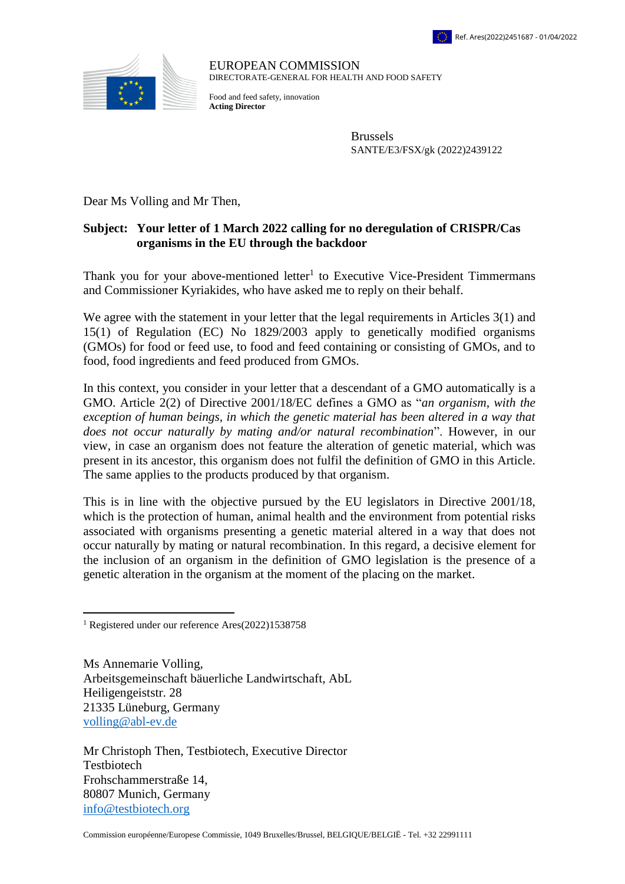Ref. Ares(2022)2451687 - 01/04/2022

EUROPEAN COMMISSION
DIRECTORATE-GENERAL FOR HEALTH AND FOOD SAFETY

Food and feed safety, innovation
**Acting Director**

Brussels
SANTE/E3/FSX/gk (2022)2439122

Dear Ms Volling and Mr Then,

**Subject: Your letter of 1 March 2022 calling for no deregulation of CRISPR/Cas organisms in the EU through the backdoor**

Thank you for your above-mentioned letter[1] to Executive Vice-President Timmermans and Commissioner Kyriakides, who have asked me to reply on their behalf.

We agree with the statement in your letter that the legal requirements in Articles 3(1) and 15(1) of Regulation (EC) No 1829/2003 apply to genetically modified organisms (GMOs) for food or feed use, to food and feed containing or consisting of GMOs, and to food, food ingredients and feed produced from GMOs.

In this context, you consider in your letter that a descendant of a GMO automatically is a GMO. Article 2(2) of Directive 2001/18/EC defines a GMO as "*an organism, with the exception of human beings, in which the genetic material has been altered in a way that does not occur naturally by mating and/or natural recombination*". However, in our view, in case an organism does not feature the alteration of genetic material, which was present in its ancestor, this organism does not fulfil the definition of GMO in this Article. The same applies to the products produced by that organism.

This is in line with the objective pursued by the EU legislators in Directive 2001/18, which is the protection of human, animal health and the environment from potential risks associated with organisms presenting a genetic material altered in a way that does not occur naturally by mating or natural recombination. In this regard, a decisive element for the inclusion of an organism in the definition of GMO legislation is the presence of a genetic alteration in the organism at the moment of the placing on the market.

[1] Registered under our reference Ares(2022)1538758

Ms Annemarie Volling,
Arbeitsgemeinschaft bäuerliche Landwirtschaft, AbL
Heiligengeiststr. 28
21335 Lüneburg, Germany
volling@abl-ev.de

Mr Christoph Then, Testbiotech, Executive Director
Testbiotech
Frohschammerstraße 14,
80807 Munich, Germany
info@testbiotech.org

Commission européenne/Europese Commissie, 1049 Bruxelles/Brussel, BELGIQUE/BELGIË - Tel. +32 22991111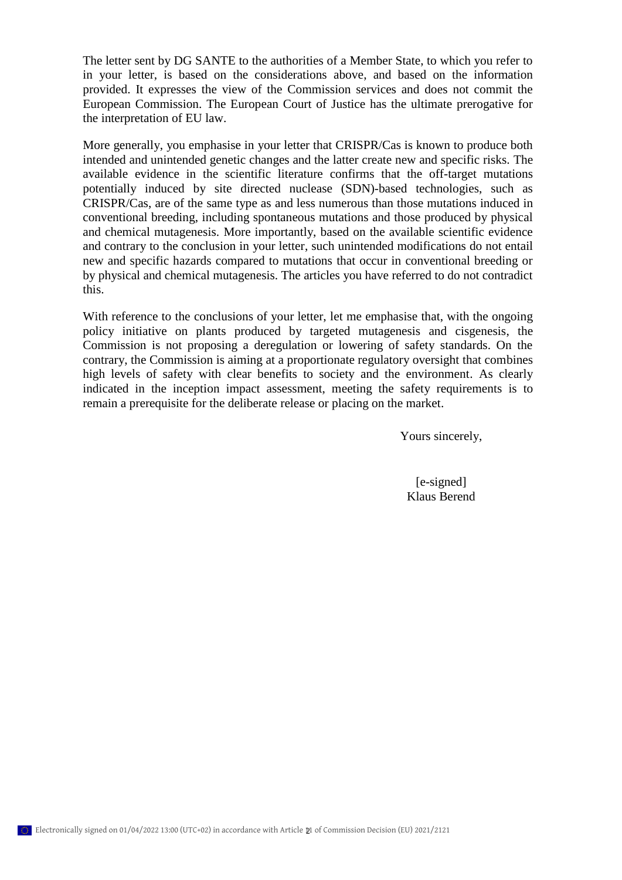The letter sent by DG SANTE to the authorities of a Member State, to which you refer to in your letter, is based on the considerations above, and based on the information provided. It expresses the view of the Commission services and does not commit the European Commission. The European Court of Justice has the ultimate prerogative for the interpretation of EU law.

More generally, you emphasise in your letter that CRISPR/Cas is known to produce both intended and unintended genetic changes and the latter create new and specific risks. The available evidence in the scientific literature confirms that the off-target mutations potentially induced by site directed nuclease (SDN)-based technologies, such as CRISPR/Cas, are of the same type as and less numerous than those mutations induced in conventional breeding, including spontaneous mutations and those produced by physical and chemical mutagenesis. More importantly, based on the available scientific evidence and contrary to the conclusion in your letter, such unintended modifications do not entail new and specific hazards compared to mutations that occur in conventional breeding or by physical and chemical mutagenesis. The articles you have referred to do not contradict this.

With reference to the conclusions of your letter, let me emphasise that, with the ongoing policy initiative on plants produced by targeted mutagenesis and cisgenesis, the Commission is not proposing a deregulation or lowering of safety standards. On the contrary, the Commission is aiming at a proportionate regulatory oversight that combines high levels of safety with clear benefits to society and the environment. As clearly indicated in the inception impact assessment, meeting the safety requirements is to remain a prerequisite for the deliberate release or placing on the market.

Yours sincerely,

[e-signed]
Klaus Berend

Electronically signed on 01/04/2022 13:00 (UTC+02) in accordance with Article 11 of Commission Decision (EU) 2021/2121